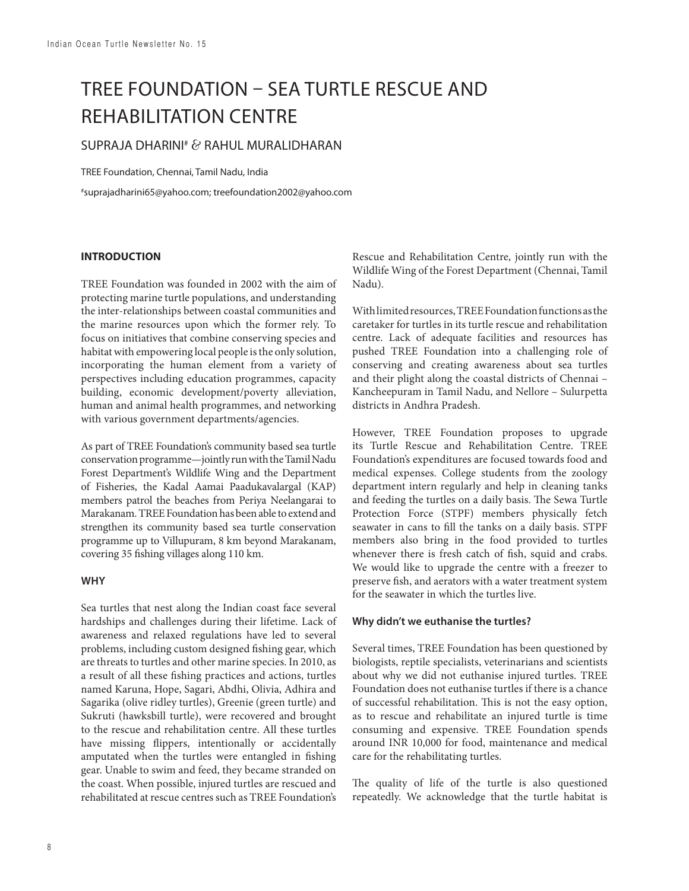# TREE FOUNDATION – SEA TURTLE RESCUE AND REHABILITATION CENTRE

SUPRAJA DHARINI[#] & RAHUL MURALIDHARAN

TREE Foundation, Chennai, Tamil Nadu, India

[#]suprajadharini65@yahoo.com; treefoundation2002@yahoo.com

## INTRODUCTION

TREE Foundation was founded in 2002 with the aim of protecting marine turtle populations, and understanding the inter-relationships between coastal communities and the marine resources upon which the former rely. To focus on initiatives that combine conserving species and habitat with empowering local people is the only solution, incorporating the human element from a variety of perspectives including education programmes, capacity building, economic development/poverty alleviation, human and animal health programmes, and networking with various government departments/agencies.

As part of TREE Foundation's community based sea turtle conservation programme—jointly run with the Tamil Nadu Forest Department's Wildlife Wing and the Department of Fisheries, the Kadal Aamai Paadukavalargal (KAP) members patrol the beaches from Periya Neelangarai to Marakanam. TREE Foundation has been able to extend and strengthen its community based sea turtle conservation programme up to Villupuram, 8 km beyond Marakanam, covering 35 fishing villages along 110 km.

## WHY

Sea turtles that nest along the Indian coast face several hardships and challenges during their lifetime. Lack of awareness and relaxed regulations have led to several problems, including custom designed fishing gear, which are threats to turtles and other marine species. In 2010, as a result of all these fishing practices and actions, turtles named Karuna, Hope, Sagari, Abdhi, Olivia, Adhira and Sagarika (olive ridley turtles), Greenie (green turtle) and Sukruti (hawksbill turtle), were recovered and brought to the rescue and rehabilitation centre. All these turtles have missing flippers, intentionally or accidentally amputated when the turtles were entangled in fishing gear. Unable to swim and feed, they became stranded on the coast. When possible, injured turtles are rescued and rehabilitated at rescue centres such as TREE Foundation's Rescue and Rehabilitation Centre, jointly run with the Wildlife Wing of the Forest Department (Chennai, Tamil Nadu).

With limited resources, TREE Foundation functions as the caretaker for turtles in its turtle rescue and rehabilitation centre. Lack of adequate facilities and resources has pushed TREE Foundation into a challenging role of conserving and creating awareness about sea turtles and their plight along the coastal districts of Chennai – Kancheepuram in Tamil Nadu, and Nellore – Sulurpetta districts in Andhra Pradesh.

However, TREE Foundation proposes to upgrade its Turtle Rescue and Rehabilitation Centre. TREE Foundation's expenditures are focused towards food and medical expenses. College students from the zoology department intern regularly and help in cleaning tanks and feeding the turtles on a daily basis. The Sewa Turtle Protection Force (STPF) members physically fetch seawater in cans to fill the tanks on a daily basis. STPF members also bring in the food provided to turtles whenever there is fresh catch of fish, squid and crabs. We would like to upgrade the centre with a freezer to preserve fish, and aerators with a water treatment system for the seawater in which the turtles live.

### Why didn't we euthanise the turtles?

Several times, TREE Foundation has been questioned by biologists, reptile specialists, veterinarians and scientists about why we did not euthanise injured turtles. TREE Foundation does not euthanise turtles if there is a chance of successful rehabilitation. This is not the easy option, as to rescue and rehabilitate an injured turtle is time consuming and expensive. TREE Foundation spends around INR 10,000 for food, maintenance and medical care for the rehabilitating turtles.

The quality of life of the turtle is also questioned repeatedly. We acknowledge that the turtle habitat is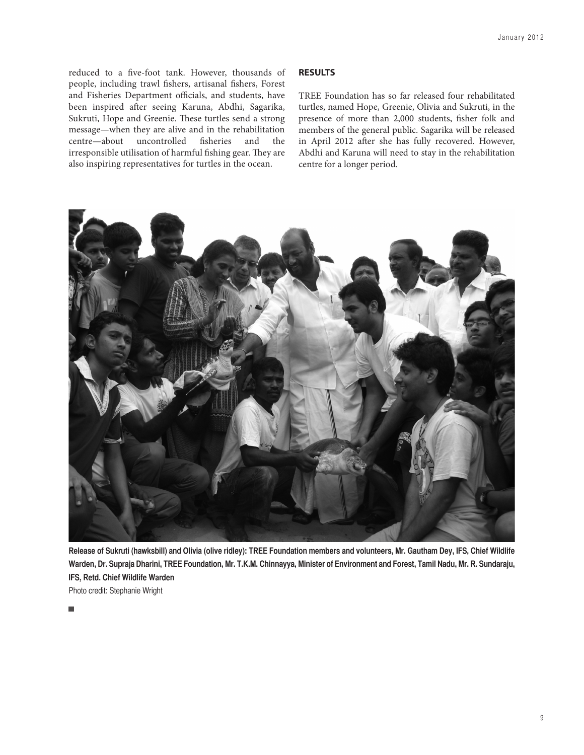reduced to a five-foot tank. However, thousands of people, including trawl fishers, artisanal fishers, Forest and Fisheries Department officials, and students, have been inspired after seeing Karuna, Abdhi, Sagarika, Sukruti, Hope and Greenie. These turtles send a strong message—when they are alive and in the rehabilitation centre—about uncontrolled fisheries and the irresponsible utilisation of harmful fishing gear. They are also inspiring representatives for turtles in the ocean.

## RESULTS

TREE Foundation has so far released four rehabilitated turtles, named Hope, Greenie, Olivia and Sukruti, in the presence of more than 2,000 students, fisher folk and members of the general public. Sagarika will be released in April 2012 after she has fully recovered. However, Abdhi and Karuna will need to stay in the rehabilitation centre for a longer period.

**Release of Sukruti (hawksbill) and Olivia (olive ridley): TREE Foundation members and volunteers, Mr. Gautham Dey, IFS, Chief Wildlife Warden, Dr. Supraja Dharini, TREE Foundation, Mr. T.K.M. Chinnayya, Minister of Environment and Forest, Tamil Nadu, Mr. R. Sundaraju, IFS, Retd. Chief Wildlife Warden**

Photo credit: Stephanie Wright